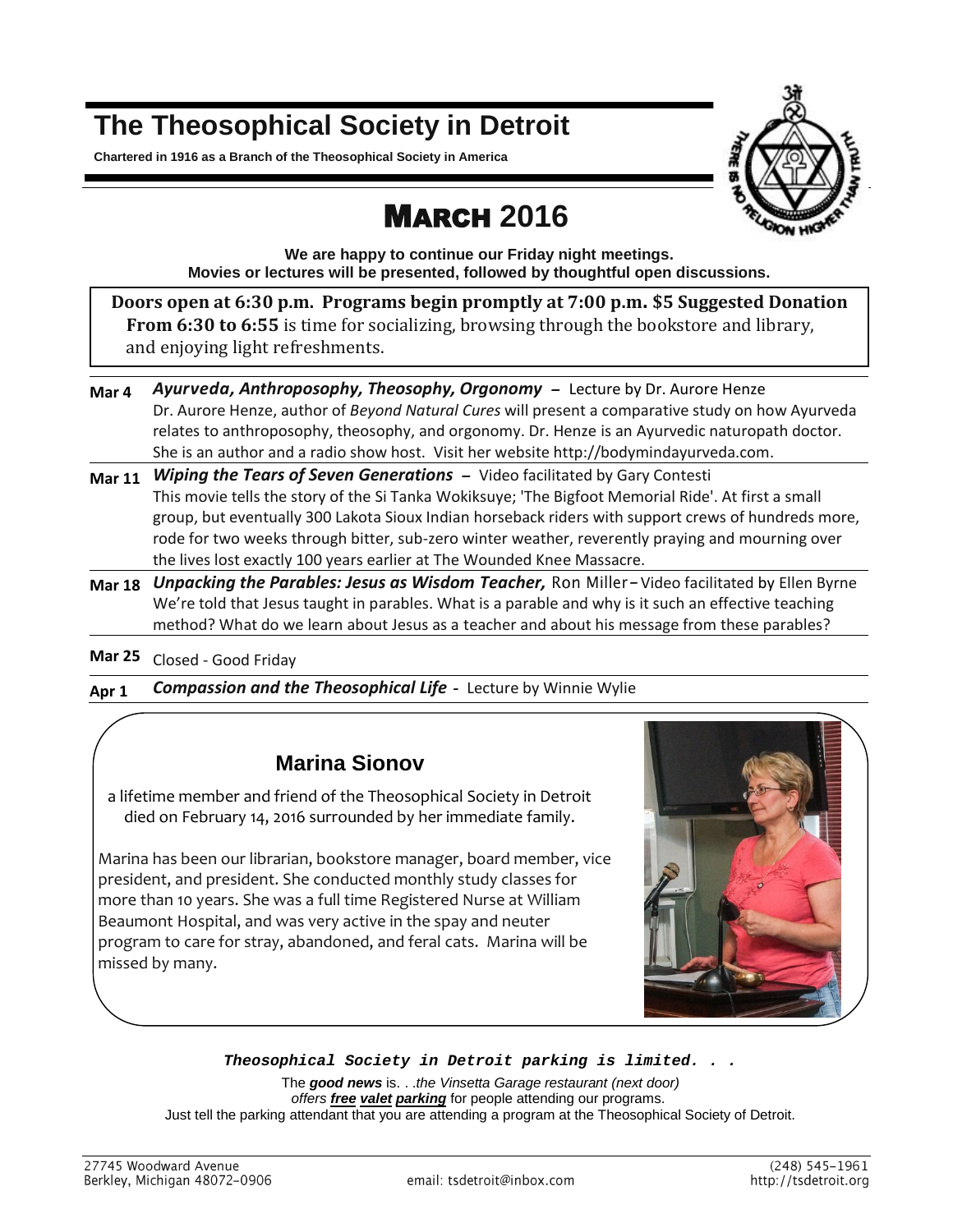# The Theosophical Society in Detroit

**Chartered in 1916 as a Branch of the Theosophical Society in America**

## March 2016

**We are happy to continue our Friday night meetings.**
**Movies or lectures will be presented, followed by thoughtful open discussions.**

**Doors open at 6:30 p.m. Programs begin promptly at 7:00 p.m. $5 Suggested Donation**
**From 6:30 to 6:55** is time for socializing, browsing through the bookstore and library, and enjoying light refreshments.

**Mar 4** ***Ayurveda, Anthroposophy, Theosophy, Orgonomy*** – Lecture by Dr. Aurore Henze
Dr. Aurore Henze, author of *Beyond Natural Cures* will present a comparative study on how Ayurveda relates to anthroposophy, theosophy, and orgonomy. Dr. Henze is an Ayurvedic naturopath doctor. She is an author and a radio show host. Visit her website http://bodymindayurveda.com.

**Mar 11** ***Wiping the Tears of Seven Generations*** – Video facilitated by Gary Contesti
This movie tells the story of the Si Tanka Wokiksuye; 'The Bigfoot Memorial Ride'. At first a small group, but eventually 300 Lakota Sioux Indian horseback riders with support crews of hundreds more, rode for two weeks through bitter, sub-zero winter weather, reverently praying and mourning over the lives lost exactly 100 years earlier at The Wounded Knee Massacre.

**Mar 18** ***Unpacking the Parables: Jesus as Wisdom Teacher,*** Ron Miller – Video facilitated by Ellen Byrne
We're told that Jesus taught in parables. What is a parable and why is it such an effective teaching method? What do we learn about Jesus as a teacher and about his message from these parables?

**Mar 25** Closed - Good Friday

**Apr 1** ***Compassion and the Theosophical Life*** - Lecture by Winnie Wylie

### Marina Sionov

a lifetime member and friend of the Theosophical Society in Detroit died on February 14, 2016 surrounded by her immediate family.

Marina has been our librarian, bookstore manager, board member, vice president, and president. She conducted monthly study classes for more than 10 years. She was a full time Registered Nurse at William Beaumont Hospital, and was very active in the spay and neuter program to care for stray, abandoned, and feral cats. Marina will be missed by many.

***Theosophical Society in Detroit parking is limited. . .***

The ***good news*** is. . .*the Vinsetta Garage restaurant (next door) offers **free valet parking** for people attending our programs.*
Just tell the parking attendant that you are attending a program at the Theosophical Society of Detroit.

27745 Woodward Avenue
Berkley, Michigan 48072-0906

email: tsdetroit@inbox.com

(248) 545-1961
http://tsdetroit.org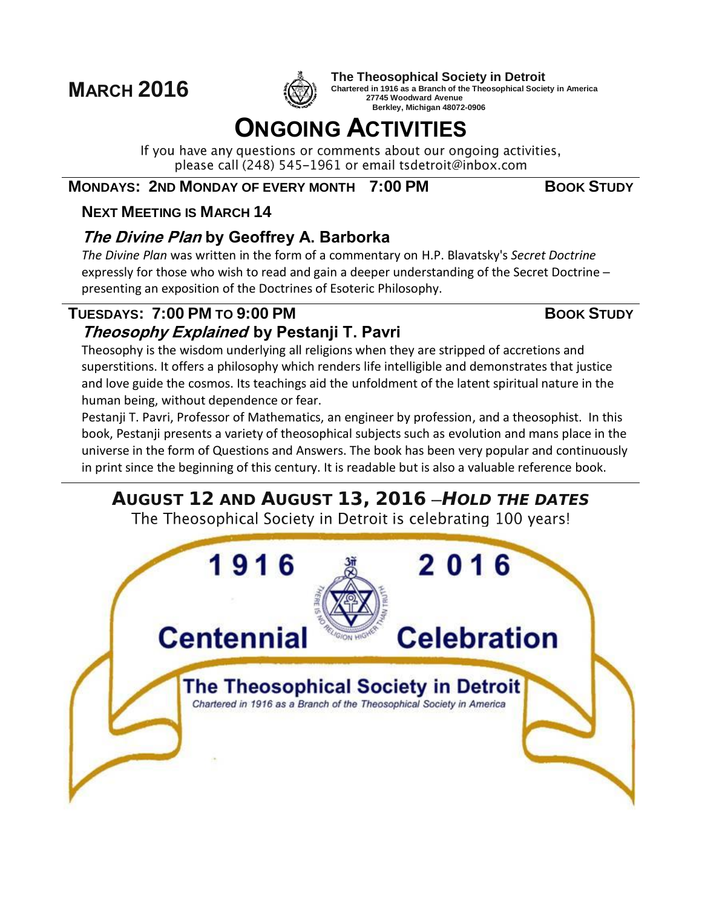**MARCH 2016**

**The Theosophical Society in Detroit**
**Chartered in 1916 as a Branch of the Theosophical Society in America**
**27745 Woodward Avenue**
**Berkley, Michigan 48072-0906**

# ONGOING ACTIVITIES

If you have any questions or comments about our ongoing activities, please call (248) 545-1961 or email tsdetroit@inbox.com

## MONDAYS: 2ND MONDAY OF EVERY MONTH 7:00 PM — BOOK STUDY

**NEXT MEETING IS MARCH 14**

### *The Divine Plan* by Geoffrey A. Barborka

*The Divine Plan* was written in the form of a commentary on H.P. Blavatsky's *Secret Doctrine* expressly for those who wish to read and gain a deeper understanding of the Secret Doctrine – presenting an exposition of the Doctrines of Esoteric Philosophy.

## TUESDAYS: 7:00 PM TO 9:00 PM — BOOK STUDY

### *Theosophy Explained* by Pestanji T. Pavri

Theosophy is the wisdom underlying all religions when they are stripped of accretions and superstitions. It offers a philosophy which renders life intelligible and demonstrates that justice and love guide the cosmos. Its teachings aid the unfoldment of the latent spiritual nature in the human being, without dependence or fear.

Pestanji T. Pavri, Professor of Mathematics, an engineer by profession, and a theosophist. In this book, Pestanji presents a variety of theosophical subjects such as evolution and mans place in the universe in the form of Questions and Answers. The book has been very popular and continuously in print since the beginning of this century. It is readable but is also a valuable reference book.

## AUGUST 12 AND AUGUST 13, 2016 –*HOLD THE DATES*

The Theosophical Society in Detroit is celebrating 100 years!

1916 2016

Centennial Celebration

THERE IS NO RELIGION HIGHER THAN TRUTH

The Theosophical Society in Detroit

*Chartered in 1916 as a Branch of the Theosophical Society in America*